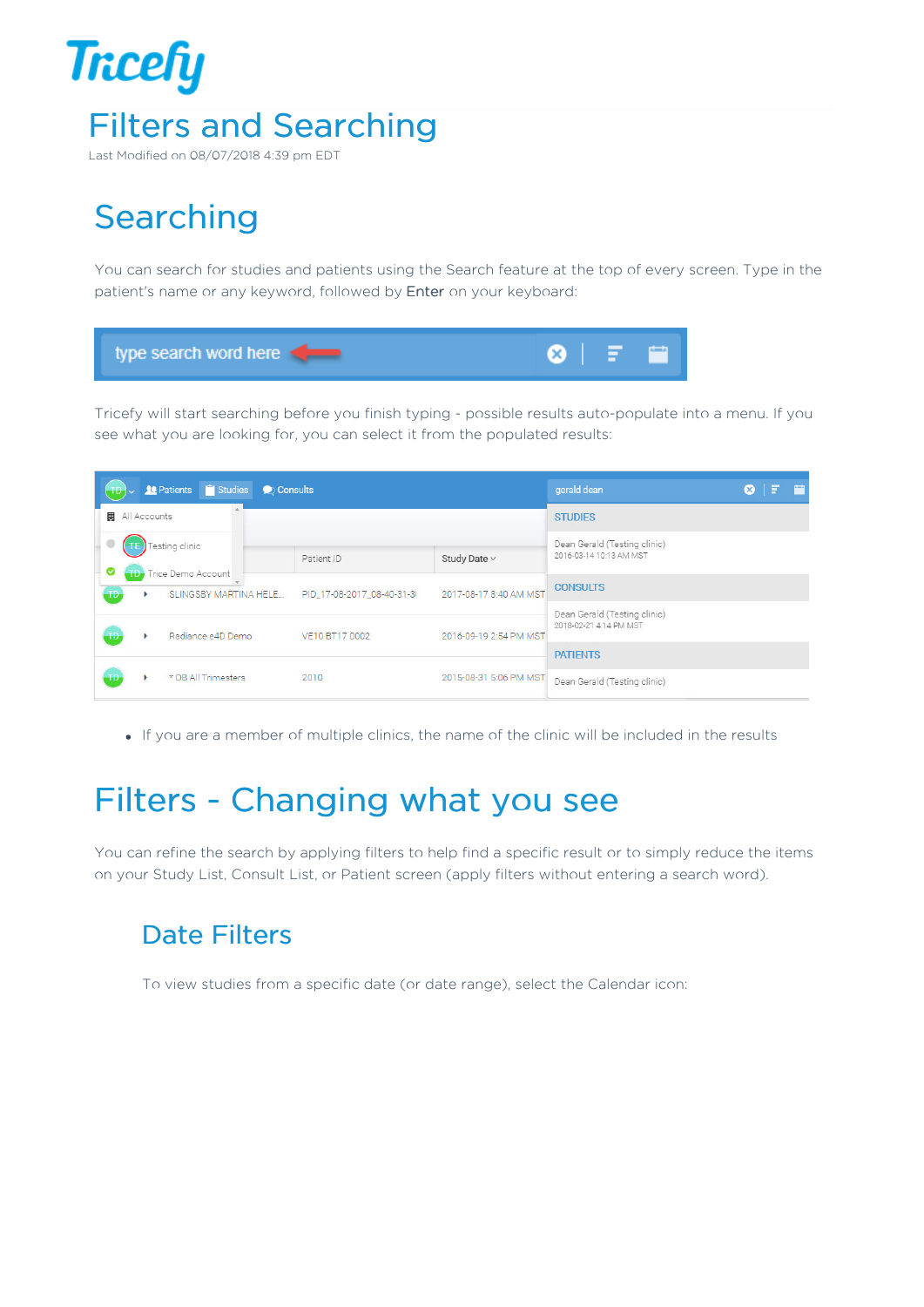# Filters and Searching

Last Modified on 08/07/2018 4:39 pm EDT

## Searching

You can search for studies and patients using the Search feature at the top of every screen. Type in the patient's name or any keyword, followed by **Enter** on your keyboard:

Tricefy will start searching before you finish typing - possible results auto-populate into a menu. If you see what you are looking for, you can select it from the populated results:

- If you are a member of multiple clinics, the name of the clinic will be included in the results

## Filters - Changing what you see

You can refine the search by applying filters to help find a specific result or to simply reduce the items on your Study List, Consult List, or Patient screen (apply filters without entering a search word).

### Date Filters

To view studies from a specific date (or date range), select the Calendar icon: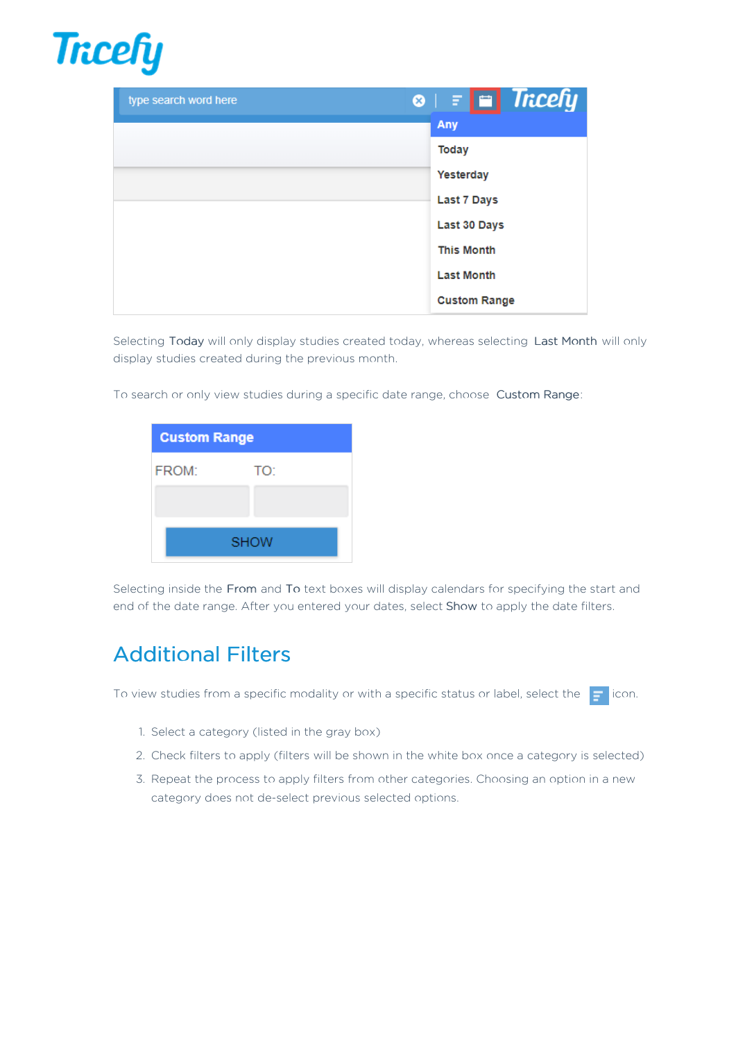Selecting Today will only display studies created today, whereas selecting Last Month will only display studies created during the previous month.

To search or only view studies during a specific date range, choose Custom Range:

Selecting inside the From and To text boxes will display calendars for specifying the start and end of the date range. After you entered your dates, select Show to apply the date filters.

## Additional Filters

To view studies from a specific modality or with a specific status or label, select the icon.

1. Select a category (listed in the gray box)
2. Check filters to apply (filters will be shown in the white box once a category is selected)
3. Repeat the process to apply filters from other categories. Choosing an option in a new category does not de-select previous selected options.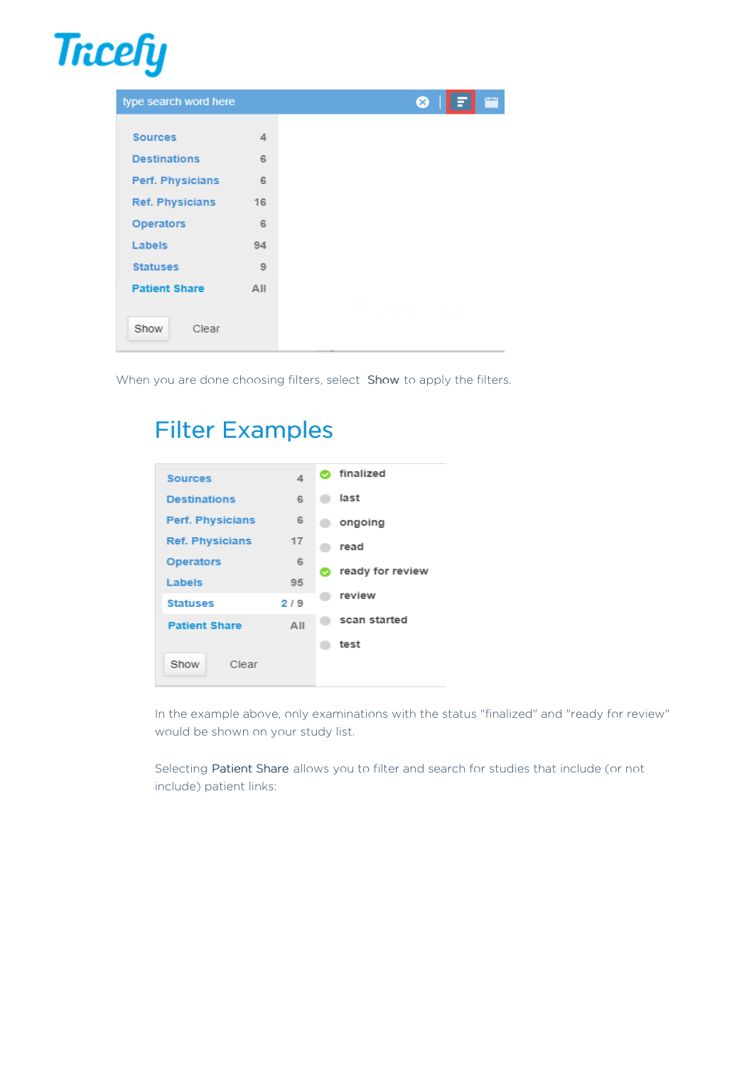When you are done choosing filters, select Show to apply the filters.

## Filter Examples

In the example above, only examinations with the status "finalized" and "ready for review" would be shown on your study list.

Selecting Patient Share allows you to filter and search for studies that include (or not include) patient links: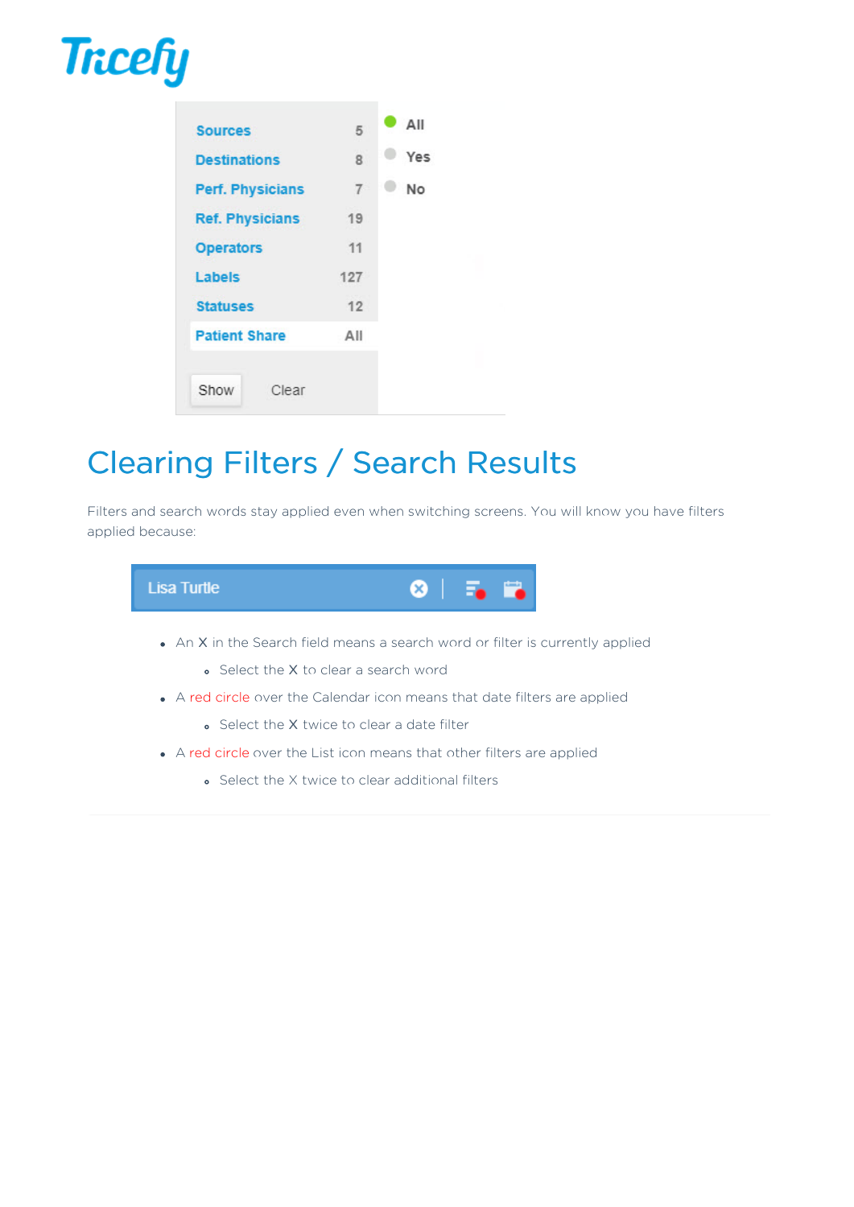## Clearing Filters / Search Results

Filters and search words stay applied even when switching screens. You will know you have filters applied because:

- An X in the Search field means a search word or filter is currently applied
  - Select the X to clear a search word
- A red circle over the Calendar icon means that date filters are applied
  - Select the X twice to clear a date filter
- A red circle over the List icon means that other filters are applied
  - Select the X twice to clear additional filters